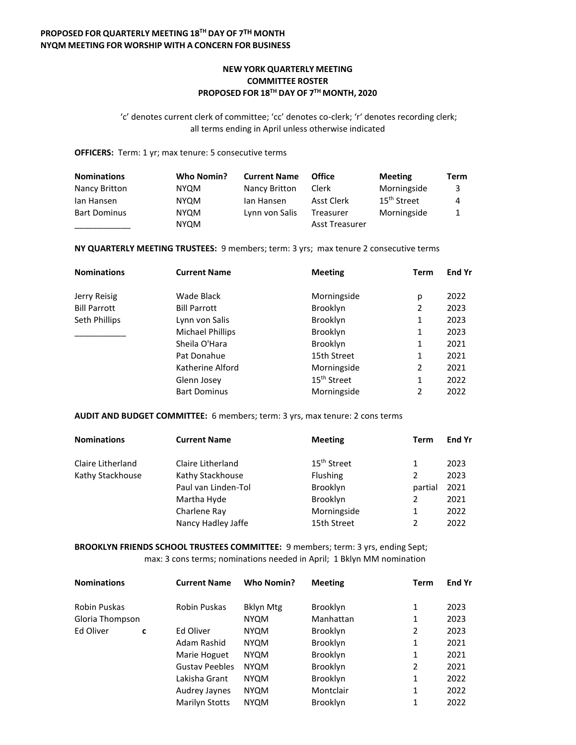**PROPOSED FOR QUARTERLY MEETING 18TH DAY OF 7TH MONTH**
**NYQM MEETING FOR WORSHIP WITH A CONCERN FOR BUSINESS**

# NEW YORK QUARTERLY MEETING
## COMMITTEE ROSTER
## PROPOSED FOR 18TH DAY OF 7TH MONTH, 2020

'c' denotes current clerk of committee; 'cc' denotes co-clerk; 'r' denotes recording clerk; all terms ending in April unless otherwise indicated

**OFFICERS:** Term: 1 yr; max tenure: 5 consecutive terms

| Nominations | Who Nomin? | Current Name | Office | Meeting | Term |
|---|---|---|---|---|---|
| Nancy Britton | NYQM | Nancy Britton | Clerk | Morningside | 3 |
| Ian Hansen | NYQM | Ian Hansen | Asst Clerk | 15th Street | 4 |
| Bart Dominus | NYQM | Lynn von Salis | Treasurer | Morningside | 1 |
| ____________ | NYQM | | Asst Treasurer | | |

**NY QUARTERLY MEETING TRUSTEES:** 9 members; term: 3 yrs; max tenure 2 consecutive terms

| Nominations | Current Name | Meeting | Term | End Yr |
|---|---|---|---|---|
| Jerry Reisig | Wade Black | Morningside | p | 2022 |
| Bill Parrott | Bill Parrott | Brooklyn | 2 | 2023 |
| Seth Phillips | Lynn von Salis | Brooklyn | 1 | 2023 |
| ___________ | Michael Phillips | Brooklyn | 1 | 2023 |
| | Sheila O'Hara | Brooklyn | 1 | 2021 |
| | Pat Donahue | 15th Street | 1 | 2021 |
| | Katherine Alford | Morningside | 2 | 2021 |
| | Glenn Josey | 15th Street | 1 | 2022 |
| | Bart Dominus | Morningside | 2 | 2022 |

**AUDIT AND BUDGET COMMITTEE:** 6 members; term: 3 yrs, max tenure: 2 cons terms

| Nominations | Current Name | Meeting | Term | End Yr |
|---|---|---|---|---|
| Claire Litherland | Claire Litherland | 15th Street | 1 | 2023 |
| Kathy Stackhouse | Kathy Stackhouse | Flushing | 2 | 2023 |
| | Paul van Linden-Tol | Brooklyn | partial | 2021 |
| | Martha Hyde | Brooklyn | 2 | 2021 |
| | Charlene Ray | Morningside | 1 | 2022 |
| | Nancy Hadley Jaffe | 15th Street | 2 | 2022 |

**BROOKLYN FRIENDS SCHOOL TRUSTEES COMMITTEE:** 9 members; term: 3 yrs, ending Sept; max: 3 cons terms; nominations needed in April; 1 Bklyn MM nomination

| Nominations | Current Name | Who Nomin? | Meeting | Term | End Yr |
|---|---|---|---|---|---|
| Robin Puskas | Robin Puskas | Bklyn Mtg | Brooklyn | 1 | 2023 |
| Gloria Thompson | | NYQM | Manhattan | 1 | 2023 |
| Ed Oliver c | Ed Oliver | NYQM | Brooklyn | 2 | 2023 |
| | Adam Rashid | NYQM | Brooklyn | 1 | 2021 |
| | Marie Hoguet | NYQM | Brooklyn | 1 | 2021 |
| | Gustav Peebles | NYQM | Brooklyn | 2 | 2021 |
| | Lakisha Grant | NYQM | Brooklyn | 1 | 2022 |
| | Audrey Jaynes | NYQM | Montclair | 1 | 2022 |
| | Marilyn Stotts | NYQM | Brooklyn | 1 | 2022 |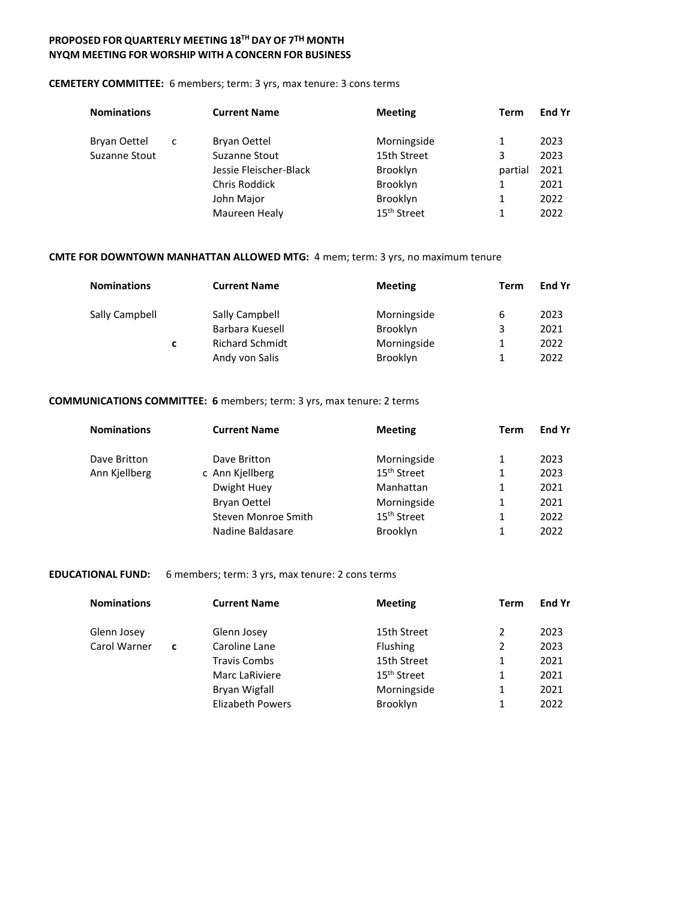**PROPOSED FOR QUARTERLY MEETING 18TH DAY OF 7TH MONTH**
**NYQM MEETING FOR WORSHIP WITH A CONCERN FOR BUSINESS**

**CEMETERY COMMITTEE:** 6 members; term: 3 yrs, max tenure: 3 cons terms

| Nominations | | Current Name | Meeting | Term | End Yr |
|---|---|---|---|---|---|
| Bryan Oettel | c | Bryan Oettel | Morningside | 1 | 2023 |
| Suzanne Stout | | Suzanne Stout | 15th Street | 3 | 2023 |
| | | Jessie Fleischer-Black | Brooklyn | partial | 2021 |
| | | Chris Roddick | Brooklyn | 1 | 2021 |
| | | John Major | Brooklyn | 1 | 2022 |
| | | Maureen Healy | 15th Street | 1 | 2022 |

**CMTE FOR DOWNTOWN MANHATTAN ALLOWED MTG:** 4 mem; term: 3 yrs, no maximum tenure

| Nominations | | Current Name | Meeting | Term | End Yr |
|---|---|---|---|---|---|
| Sally Campbell | | Sally Campbell | Morningside | 6 | 2023 |
| | | Barbara Kuesell | Brooklyn | 3 | 2021 |
| | c | Richard Schmidt | Morningside | 1 | 2022 |
| | | Andy von Salis | Brooklyn | 1 | 2022 |

**COMMUNICATIONS COMMITTEE: 6** members; term: 3 yrs, max tenure: 2 terms

| Nominations | | Current Name | Meeting | Term | End Yr |
|---|---|---|---|---|---|
| Dave Britton | | Dave Britton | Morningside | 1 | 2023 |
| Ann Kjellberg | c | Ann Kjellberg | 15th Street | 1 | 2023 |
| | | Dwight Huey | Manhattan | 1 | 2021 |
| | | Bryan Oettel | Morningside | 1 | 2021 |
| | | Steven Monroe Smith | 15th Street | 1 | 2022 |
| | | Nadine Baldasare | Brooklyn | 1 | 2022 |

**EDUCATIONAL FUND:** 6 members; term: 3 yrs, max tenure: 2 cons terms

| Nominations | | Current Name | Meeting | Term | End Yr |
|---|---|---|---|---|---|
| Glenn Josey | | Glenn Josey | 15th Street | 2 | 2023 |
| Carol Warner | c | Caroline Lane | Flushing | 2 | 2023 |
| | | Travis Combs | 15th Street | 1 | 2021 |
| | | Marc LaRiviere | 15th Street | 1 | 2021 |
| | | Bryan Wigfall | Morningside | 1 | 2021 |
| | | Elizabeth Powers | Brooklyn | 1 | 2022 |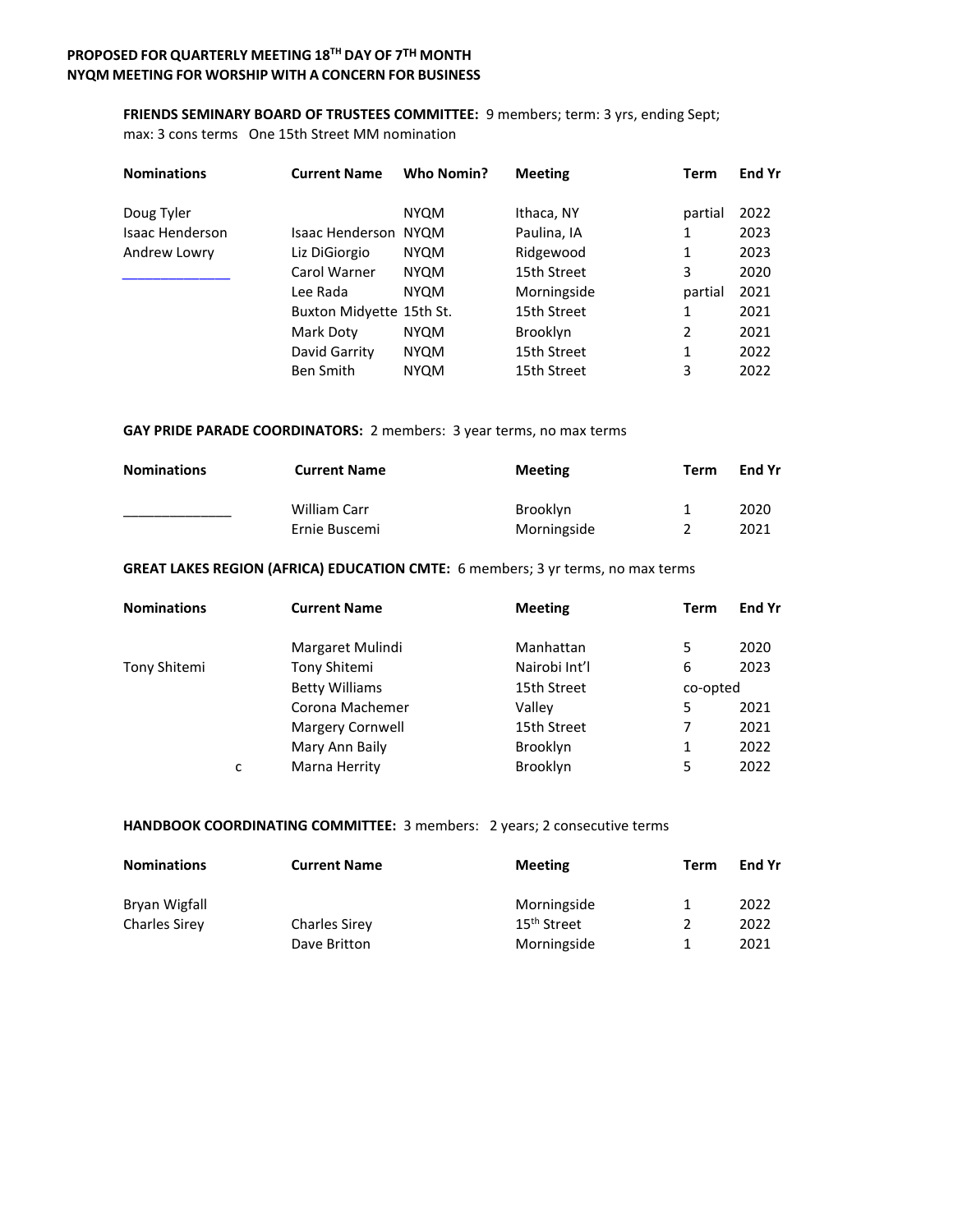**PROPOSED FOR QUARTERLY MEETING 18TH DAY OF 7TH MONTH**
**NYQM MEETING FOR WORSHIP WITH A CONCERN FOR BUSINESS**

**FRIENDS SEMINARY BOARD OF TRUSTEES COMMITTEE:** 9 members; term: 3 yrs, ending Sept; max: 3 cons terms One 15th Street MM nomination

| Nominations | Current Name | Who Nomin? | Meeting | Term | End Yr |
|---|---|---|---|---|---|
| Doug Tyler | | NYQM | Ithaca, NY | partial | 2022 |
| Isaac Henderson | Isaac Henderson | NYQM | Paulina, IA | 1 | 2023 |
| Andrew Lowry | Liz DiGiorgio | NYQM | Ridgewood | 1 | 2023 |
| ______________ | Carol Warner | NYQM | 15th Street | 3 | 2020 |
| | Lee Rada | NYQM | Morningside | partial | 2021 |
| | Buxton Midyette | 15th St. | 15th Street | 1 | 2021 |
| | Mark Doty | NYQM | Brooklyn | 2 | 2021 |
| | David Garrity | NYQM | 15th Street | 1 | 2022 |
| | Ben Smith | NYQM | 15th Street | 3 | 2022 |

**GAY PRIDE PARADE COORDINATORS:** 2 members: 3 year terms, no max terms

| Nominations | Current Name | Meeting | Term | End Yr |
|---|---|---|---|---|
| ______________ | William Carr | Brooklyn | 1 | 2020 |
| | Ernie Buscemi | Morningside | 2 | 2021 |

**GREAT LAKES REGION (AFRICA) EDUCATION CMTE:** 6 members; 3 yr terms, no max terms

| Nominations | Current Name | Meeting | Term | End Yr |
|---|---|---|---|---|
| | Margaret Mulindi | Manhattan | 5 | 2020 |
| Tony Shitemi | Tony Shitemi | Nairobi Int'l | 6 | 2023 |
| | Betty Williams | 15th Street | co-opted | |
| | Corona Machemer | Valley | 5 | 2021 |
| | Margery Cornwell | 15th Street | 7 | 2021 |
| | Mary Ann Baily | Brooklyn | 1 | 2022 |
| c | Marna Herrity | Brooklyn | 5 | 2022 |

**HANDBOOK COORDINATING COMMITTEE:** 3 members: 2 years; 2 consecutive terms

| Nominations | Current Name | Meeting | Term | End Yr |
|---|---|---|---|---|
| Bryan Wigfall | | Morningside | 1 | 2022 |
| Charles Sirey | Charles Sirey | 15th Street | 2 | 2022 |
| | Dave Britton | Morningside | 1 | 2021 |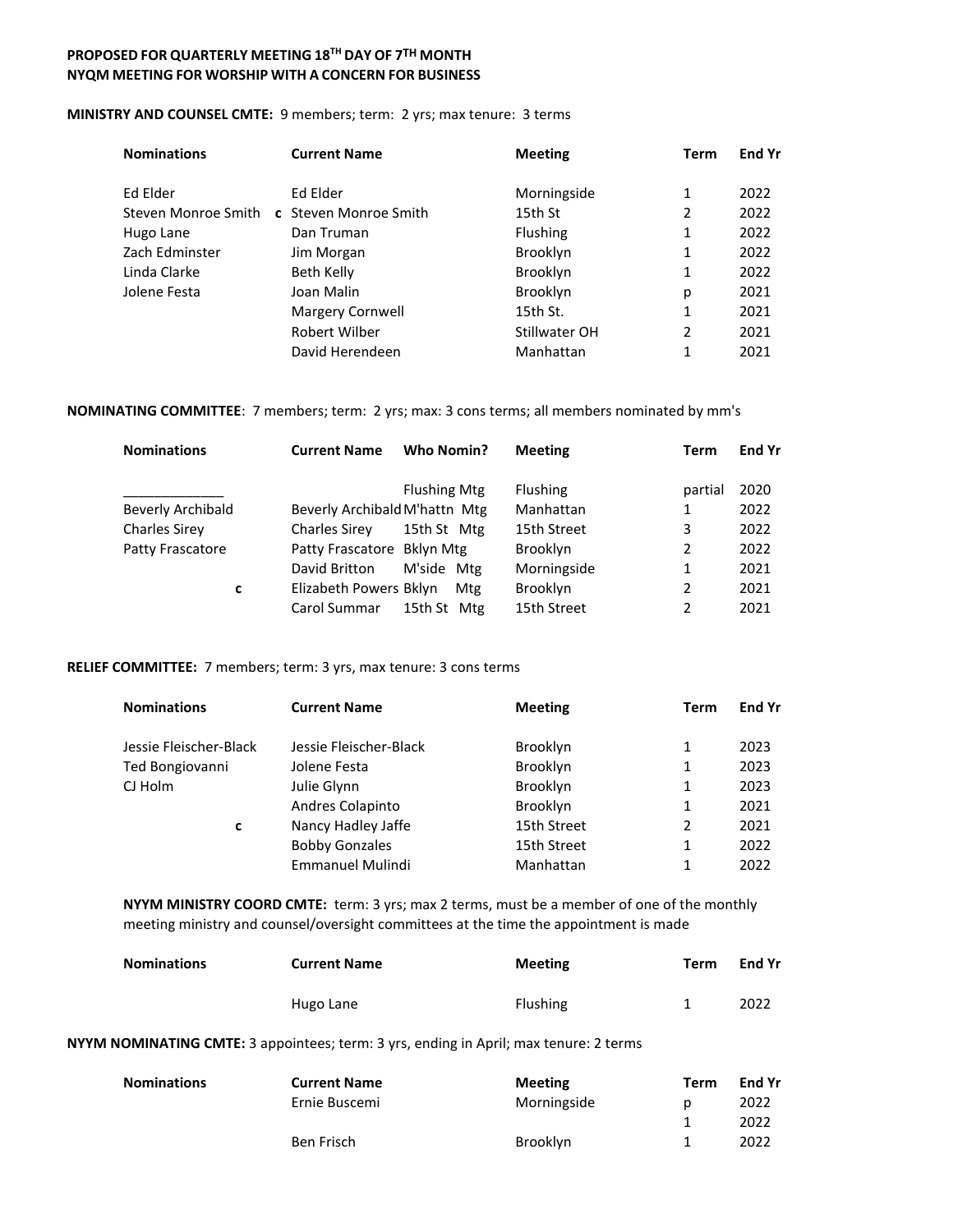**PROPOSED FOR QUARTERLY MEETING 18TH DAY OF 7TH MONTH**
**NYQM MEETING FOR WORSHIP WITH A CONCERN FOR BUSINESS**

**MINISTRY AND COUNSEL CMTE:** 9 members; term: 2 yrs; max tenure: 3 terms

| Nominations | | Current Name | Meeting | Term | End Yr |
|---|---|---|---|---|---|
| Ed Elder | | Ed Elder | Morningside | 1 | 2022 |
| Steven Monroe Smith | c | Steven Monroe Smith | 15th St | 2 | 2022 |
| Hugo Lane | | Dan Truman | Flushing | 1 | 2022 |
| Zach Edminster | | Jim Morgan | Brooklyn | 1 | 2022 |
| Linda Clarke | | Beth Kelly | Brooklyn | 1 | 2022 |
| Jolene Festa | | Joan Malin | Brooklyn | p | 2021 |
| | | Margery Cornwell | 15th St. | 1 | 2021 |
| | | Robert Wilber | Stillwater OH | 2 | 2021 |
| | | David Herendeen | Manhattan | 1 | 2021 |

**NOMINATING COMMITTEE**: 7 members; term: 2 yrs; max: 3 cons terms; all members nominated by mm's

| Nominations | | Current Name | Who Nomin? | Meeting | Term | End Yr |
|---|---|---|---|---|---|---|
| _____________ | | | Flushing Mtg | Flushing | partial | 2020 |
| Beverly Archibald | | Beverly Archibald | M'hattn Mtg | Manhattan | 1 | 2022 |
| Charles Sirey | | Charles Sirey | 15th St Mtg | 15th Street | 3 | 2022 |
| Patty Frascatore | | Patty Frascatore | Bklyn Mtg | Brooklyn | 2 | 2022 |
| | | David Britton | M'side Mtg | Morningside | 1 | 2021 |
| | c | Elizabeth Powers | Bklyn Mtg | Brooklyn | 2 | 2021 |
| | | Carol Summar | 15th St Mtg | 15th Street | 2 | 2021 |

**RELIEF COMMITTEE:** 7 members; term: 3 yrs, max tenure: 3 cons terms

| Nominations | | Current Name | Meeting | Term | End Yr |
|---|---|---|---|---|---|
| Jessie Fleischer-Black | | Jessie Fleischer-Black | Brooklyn | 1 | 2023 |
| Ted Bongiovanni | | Jolene Festa | Brooklyn | 1 | 2023 |
| CJ Holm | | Julie Glynn | Brooklyn | 1 | 2023 |
| | | Andres Colapinto | Brooklyn | 1 | 2021 |
| | c | Nancy Hadley Jaffe | 15th Street | 2 | 2021 |
| | | Bobby Gonzales | 15th Street | 1 | 2022 |
| | | Emmanuel Mulindi | Manhattan | 1 | 2022 |

**NYYM MINISTRY COORD CMTE:** term: 3 yrs; max 2 terms, must be a member of one of the monthly meeting ministry and counsel/oversight committees at the time the appointment is made

| Nominations | Current Name | Meeting | Term | End Yr |
|---|---|---|---|---|
| | Hugo Lane | Flushing | 1 | 2022 |

**NYYM NOMINATING CMTE:** 3 appointees; term: 3 yrs, ending in April; max tenure: 2 terms

| Nominations | Current Name | Meeting | Term | End Yr |
|---|---|---|---|---|
| | Ernie Buscemi | Morningside | p | 2022 |
| | | | 1 | 2022 |
| | Ben Frisch | Brooklyn | 1 | 2022 |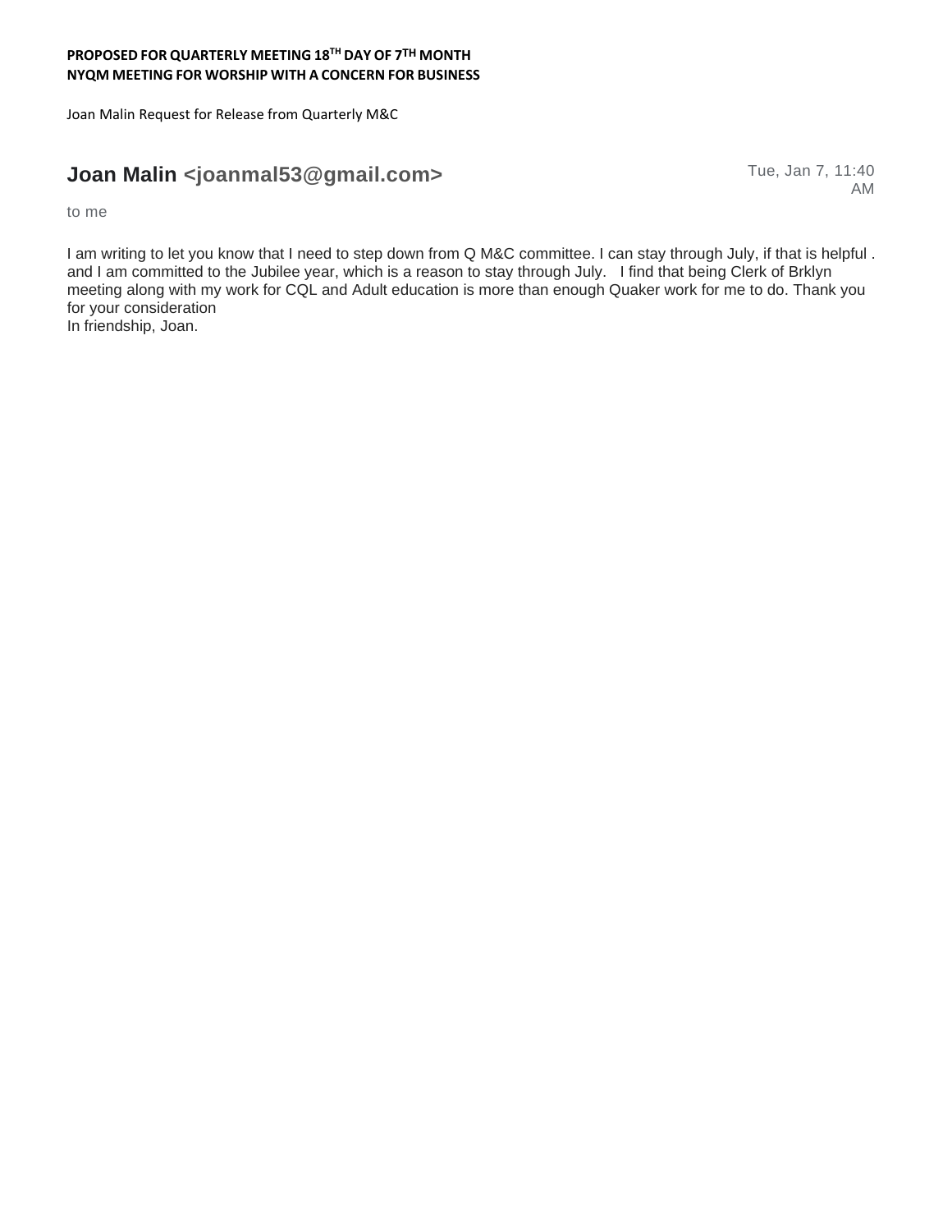**PROPOSED FOR QUARTERLY MEETING 18TH DAY OF 7TH MONTH**
**NYQM MEETING FOR WORSHIP WITH A CONCERN FOR BUSINESS**

Joan Malin Request for Release from Quarterly M&C

## Joan Malin <joanmal53@gmail.com>

Tue, Jan 7, 11:40 AM

to me

I am writing to let you know that I need to step down from Q M&C committee. I can stay through July, if that is helpful . and I am committed to the Jubilee year, which is a reason to stay through July.   I find that being Clerk of Brklyn meeting along with my work for CQL and Adult education is more than enough Quaker work for me to do. Thank you for your consideration
In friendship, Joan.